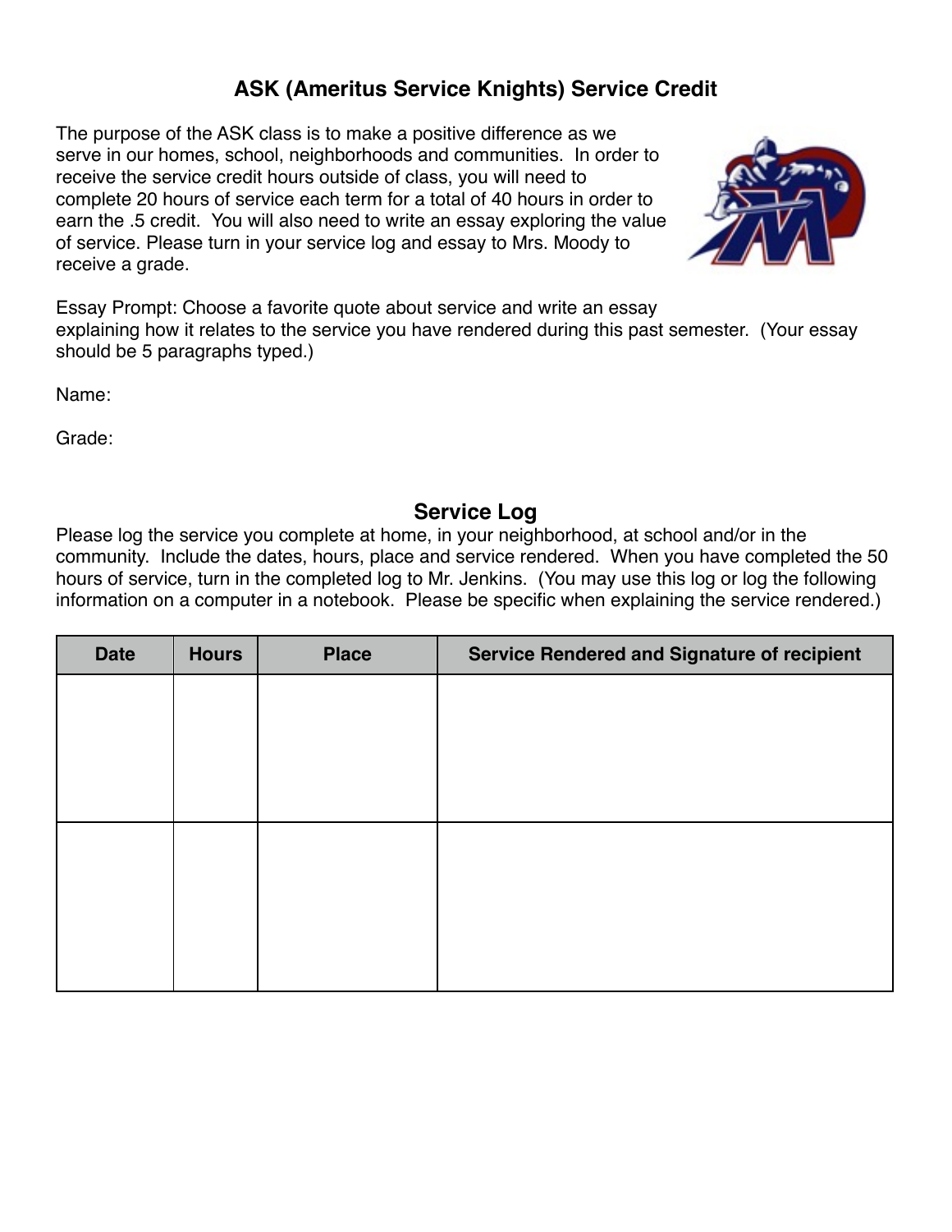# ASK (Ameritus Service Knights) Service Credit

The purpose of the ASK class is to make a positive difference as we serve in our homes, school, neighborhoods and communities. In order to receive the service credit hours outside of class, you will need to complete 20 hours of service each term for a total of 40 hours in order to earn the .5 credit. You will also need to write an essay exploring the value of service. Please turn in your service log and essay to Mrs. Moody to receive a grade.

Essay Prompt: Choose a favorite quote about service and write an essay explaining how it relates to the service you have rendered during this past semester. (Your essay should be 5 paragraphs typed.)

Name:

Grade:

## Service Log

Please log the service you complete at home, in your neighborhood, at school and/or in the community. Include the dates, hours, place and service rendered. When you have completed the 50 hours of service, turn in the completed log to Mr. Jenkins. (You may use this log or log the following information on a computer in a notebook. Please be specific when explaining the service rendered.)

| Date | Hours | Place | Service Rendered and Signature of recipient |
|---|---|---|---|
| | | | |
| | | | |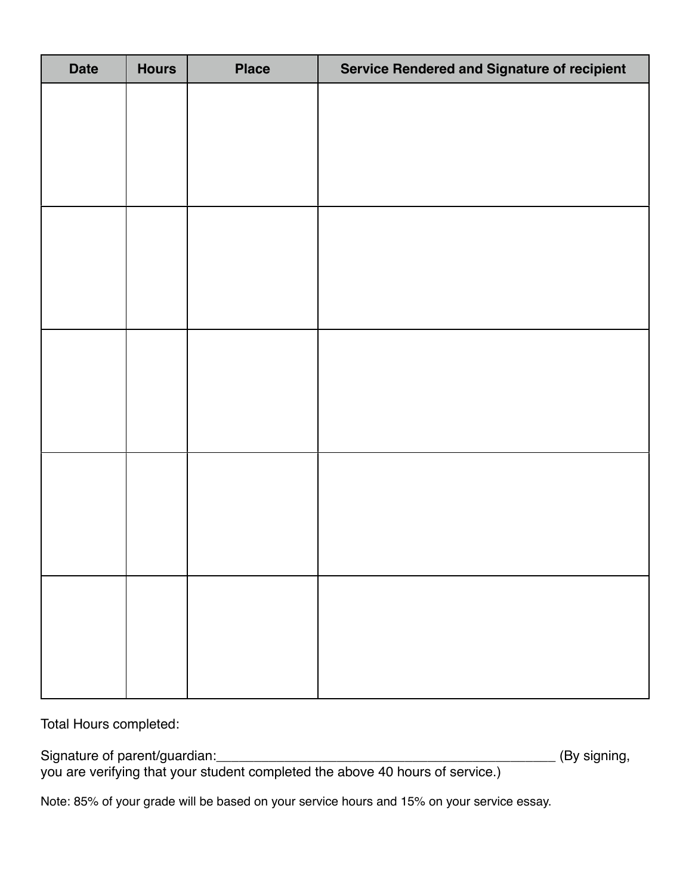| Date | Hours | Place | Service Rendered and Signature of recipient |
|---|---|---|---|
| | | | |
| | | | |
| | | | |
| | | | |
| | | | |

Total Hours completed:

Signature of parent/guardian:_______________________________________________ (By signing, you are verifying that your student completed the above 40 hours of service.)

Note: 85% of your grade will be based on your service hours and 15% on your service essay.